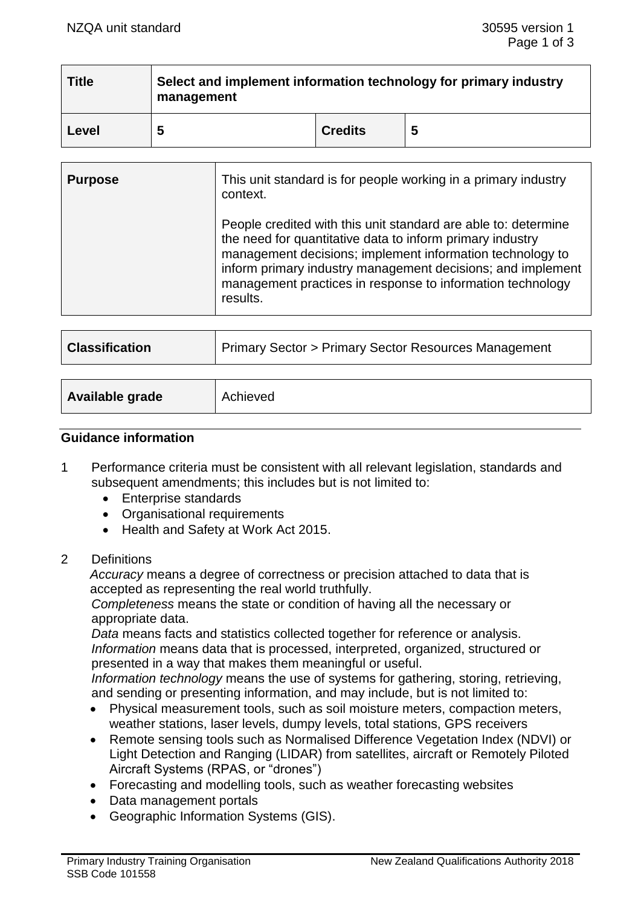| Title | Select and implement information technology for primary industry management | | |
|---|---|---|---|
| Level | 5 | Credits | 5 |

| Purpose | This unit standard is for people working in a primary industry context.<br><br>People credited with this unit standard are able to: determine the need for quantitative data to inform primary industry management decisions; implement information technology to inform primary industry management decisions; and implement management practices in response to information technology results. |
|---|---|

| Classification | Primary Sector > Primary Sector Resources Management |
|---|---|

| Available grade | Achieved |
|---|---|

## Guidance information

1. Performance criteria must be consistent with all relevant legislation, standards and subsequent amendments; this includes but is not limited to:
   - Enterprise standards
   - Organisational requirements
   - Health and Safety at Work Act 2015.

2. Definitions

   *Accuracy* means a degree of correctness or precision attached to data that is accepted as representing the real world truthfully.

   *Completeness* means the state or condition of having all the necessary or appropriate data.

   *Data* means facts and statistics collected together for reference or analysis.

   *Information* means data that is processed, interpreted, organized, structured or presented in a way that makes them meaningful or useful.

   *Information technology* means the use of systems for gathering, storing, retrieving, and sending or presenting information, and may include, but is not limited to:
   - Physical measurement tools, such as soil moisture meters, compaction meters, weather stations, laser levels, dumpy levels, total stations, GPS receivers
   - Remote sensing tools such as Normalised Difference Vegetation Index (NDVI) or Light Detection and Ranging (LIDAR) from satellites, aircraft or Remotely Piloted Aircraft Systems (RPAS, or "drones")
   - Forecasting and modelling tools, such as weather forecasting websites
   - Data management portals
   - Geographic Information Systems (GIS).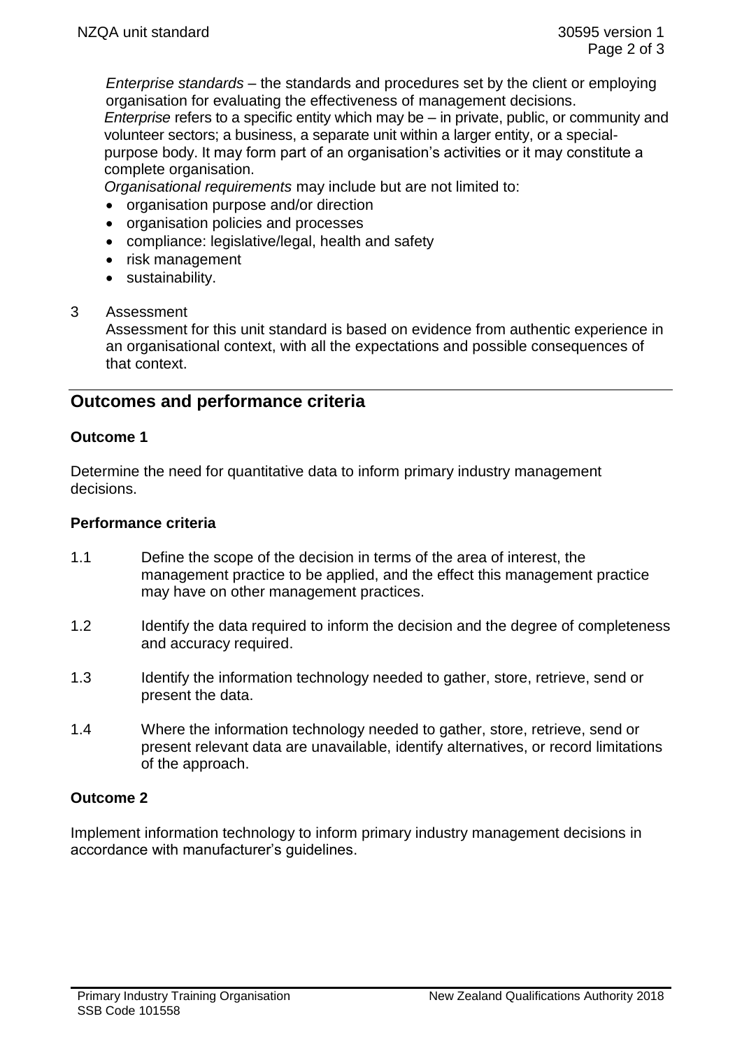*Enterprise standards* – the standards and procedures set by the client or employing organisation for evaluating the effectiveness of management decisions.
*Enterprise* refers to a specific entity which may be – in private, public, or community and volunteer sectors; a business, a separate unit within a larger entity, or a special-purpose body. It may form part of an organisation's activities or it may constitute a complete organisation.
*Organisational requirements* may include but are not limited to:

- organisation purpose and/or direction
- organisation policies and processes
- compliance: legislative/legal, health and safety
- risk management
- sustainability.

3 Assessment
Assessment for this unit standard is based on evidence from authentic experience in an organisational context, with all the expectations and possible consequences of that context.

## Outcomes and performance criteria

### Outcome 1

Determine the need for quantitative data to inform primary industry management decisions.

#### Performance criteria

1.1 Define the scope of the decision in terms of the area of interest, the management practice to be applied, and the effect this management practice may have on other management practices.

1.2 Identify the data required to inform the decision and the degree of completeness and accuracy required.

1.3 Identify the information technology needed to gather, store, retrieve, send or present the data.

1.4 Where the information technology needed to gather, store, retrieve, send or present relevant data are unavailable, identify alternatives, or record limitations of the approach.

### Outcome 2

Implement information technology to inform primary industry management decisions in accordance with manufacturer's guidelines.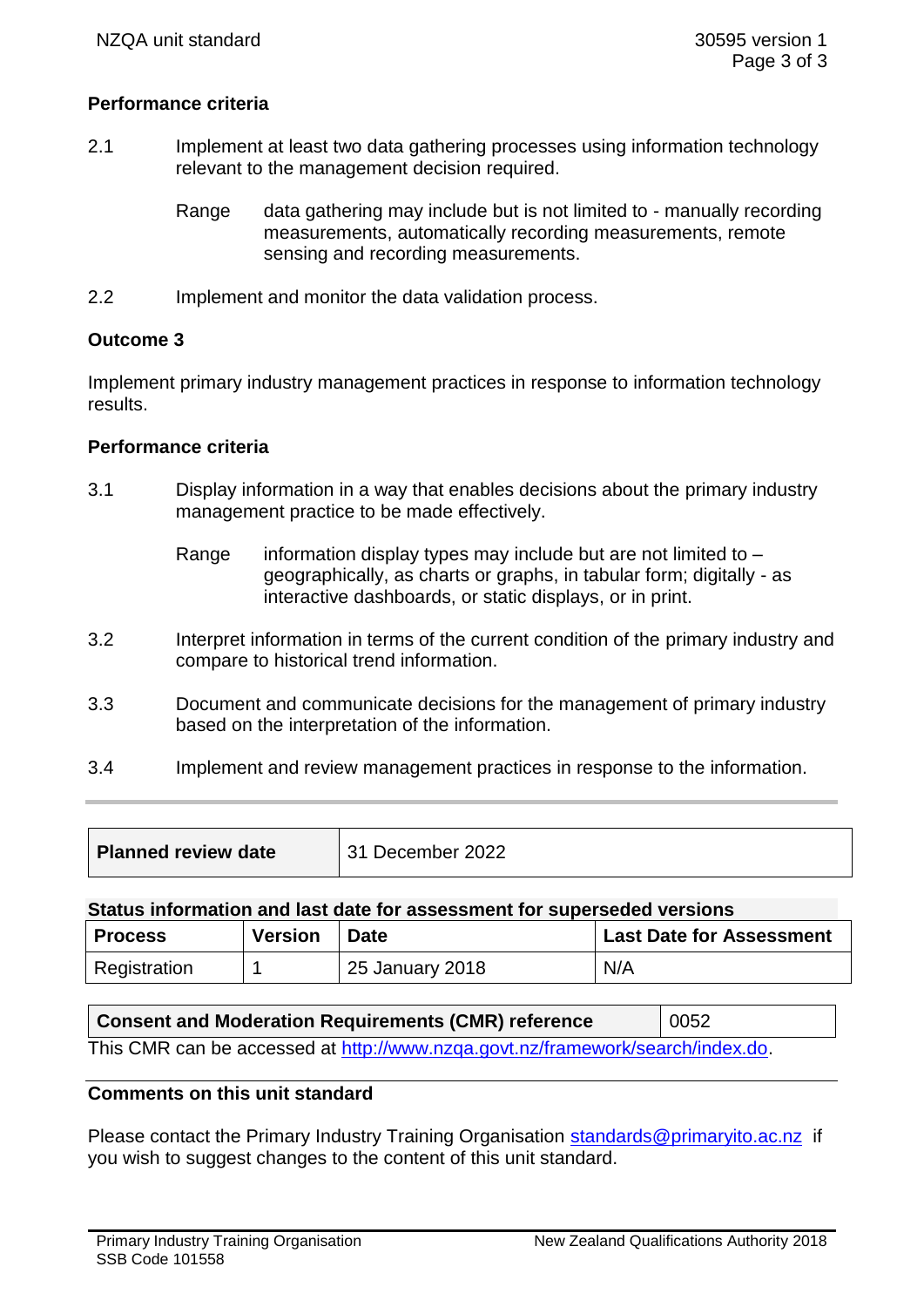**Performance criteria**

2.1 Implement at least two data gathering processes using information technology relevant to the management decision required.

Range data gathering may include but is not limited to - manually recording measurements, automatically recording measurements, remote sensing and recording measurements.

2.2 Implement and monitor the data validation process.

**Outcome 3**

Implement primary industry management practices in response to information technology results.

**Performance criteria**

3.1 Display information in a way that enables decisions about the primary industry management practice to be made effectively.

Range information display types may include but are not limited to – geographically, as charts or graphs, in tabular form; digitally - as interactive dashboards, or static displays, or in print.

3.2 Interpret information in terms of the current condition of the primary industry and compare to historical trend information.

3.3 Document and communicate decisions for the management of primary industry based on the interpretation of the information.

3.4 Implement and review management practices in response to the information.

| | |
|---|---|
| **Planned review date** | 31 December 2022 |

**Status information and last date for assessment for superseded versions**

| Process | Version | Date | Last Date for Assessment |
|---|---|---|---|
| Registration | 1 | 25 January 2018 | N/A |

| | |
|---|---|
| **Consent and Moderation Requirements (CMR) reference** | 0052 |

This CMR can be accessed at http://www.nzqa.govt.nz/framework/search/index.do.

**Comments on this unit standard**

Please contact the Primary Industry Training Organisation standards@primaryito.ac.nz if you wish to suggest changes to the content of this unit standard.